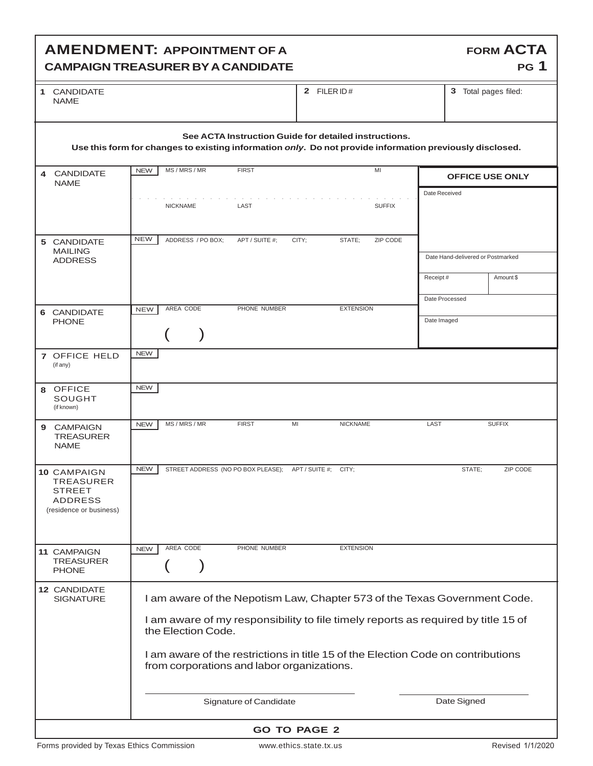# AMENDMENT: APPOINTMENT OF A CAMPAIGN TREASURER BY A CANDIDATE

**FORM ACTA**
**PG 1**

| 1 CANDIDATE NAME | 2 FILER ID# | 3 Total pages filed: |
|---|---|---|
| | | |

**See ACTA Instruction Guide for detailed instructions.**
**Use this form for changes to existing information *only*. Do not provide information previously disclosed.**

| Field | Entry | OFFICE USE ONLY |
|---|---|---|
| 4 CANDIDATE NAME | NEW — MS / MRS / MR; FIRST; MI; NICKNAME; LAST; SUFFIX | Date Received |
| 5 CANDIDATE MAILING ADDRESS | NEW — ADDRESS / PO BOX; APT / SUITE #; CITY; STATE; ZIP CODE | Date Hand-delivered or Postmarked; Receipt #; Amount $; Date Processed |
| 6 CANDIDATE PHONE | NEW — AREA CODE ( ); PHONE NUMBER; EXTENSION | Date Imaged |
| 7 OFFICE HELD (if any) | NEW | |
| 8 OFFICE SOUGHT (if known) | NEW | |
| 9 CAMPAIGN TREASURER NAME | NEW — MS / MRS / MR; FIRST; MI; NICKNAME; LAST; SUFFIX | |
| 10 CAMPAIGN TREASURER STREET ADDRESS (residence or business) | NEW — STREET ADDRESS (NO PO BOX PLEASE); APT / SUITE #; CITY; STATE; ZIP CODE | |
| 11 CAMPAIGN TREASURER PHONE | NEW — AREA CODE ( ); PHONE NUMBER; EXTENSION | |

**12 CANDIDATE SIGNATURE**

I am aware of the Nepotism Law, Chapter 573 of the Texas Government Code.

I am aware of my responsibility to file timely reports as required by title 15 of the Election Code.

I am aware of the restrictions in title 15 of the Election Code on contributions from corporations and labor organizations.

Signature of Candidate ____________________ Date Signed ____________________

**GO TO PAGE 2**

Forms provided by Texas Ethics Commission — www.ethics.state.tx.us — Revised 1/1/2020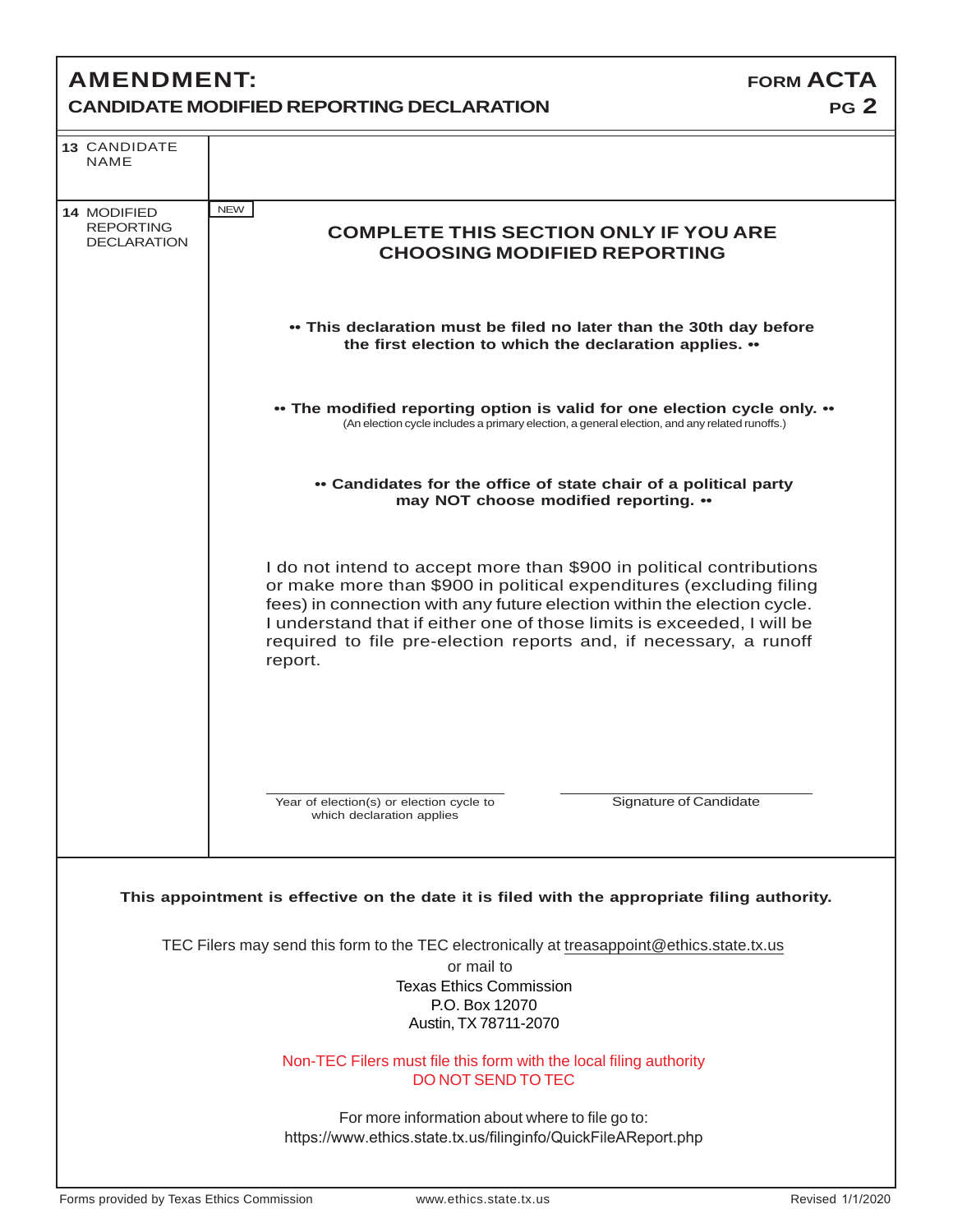# AMENDMENT:

## CANDIDATE MODIFIED REPORTING DECLARATION

**FORM ACTA**

**PG 2**

| | |
|---|---|
| **13** CANDIDATE NAME | |
| **14** MODIFIED REPORTING DECLARATION | NEW<br><br>**COMPLETE THIS SECTION ONLY IF YOU ARE CHOOSING MODIFIED REPORTING**<br><br>**•• This declaration must be filed no later than the 30th day before the first election to which the declaration applies. ••**<br><br>**•• The modified reporting option is valid for one election cycle only. ••**<br>(An election cycle includes a primary election, a general election, and any related runoffs.)<br><br>**•• Candidates for the office of state chair of a political party may NOT choose modified reporting. ••**<br><br>I do not intend to accept more than $900 in political contributions or make more than $900 in political expenditures (excluding filing fees) in connection with any future election within the election cycle. I understand that if either one of those limits is exceeded, I will be required to file pre-election reports and, if necessary, a runoff report.<br><br>Year of election(s) or election cycle to which declaration applies ____________<br><br>Signature of Candidate ____________ |

**This appointment is effective on the date it is filed with the appropriate filing authority.**

TEC Filers may send this form to the TEC electronically at treasappoint@ethics.state.tx.us

or mail to

Texas Ethics Commission
P.O. Box 12070
Austin, TX 78711-2070

Non-TEC Filers must file this form with the local filing authority
DO NOT SEND TO TEC

For more information about where to file go to:
https://www.ethics.state.tx.us/filinginfo/QuickFileAReport.php

Forms provided by Texas Ethics Commission www.ethics.state.tx.us Revised 1/1/2020